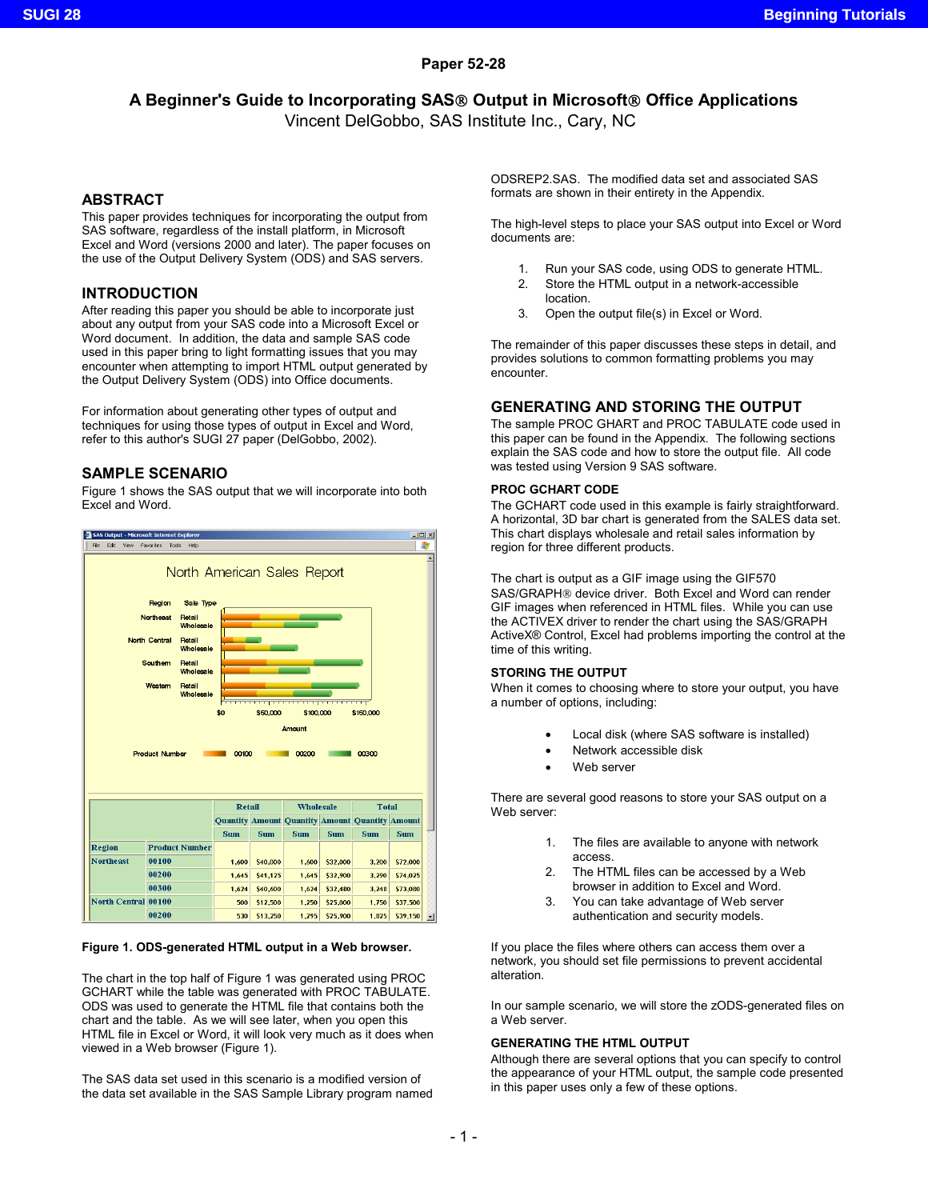# Paper 52-28

## A Beginner's Guide to Incorporating SAS® Output in Microsoft® Office Applications

Vincent DelGobbo, SAS Institute Inc., Cary, NC

## ABSTRACT

This paper provides techniques for incorporating the output from SAS software, regardless of the install platform, in Microsoft Excel and Word (versions 2000 and later). The paper focuses on the use of the Output Delivery System (ODS) and SAS servers.

## INTRODUCTION

After reading this paper you should be able to incorporate just about any output from your SAS code into a Microsoft Excel or Word document. In addition, the data and sample SAS code used in this paper bring to light formatting issues that you may encounter when attempting to import HTML output generated by the Output Delivery System (ODS) into Office documents.

For information about generating other types of output and techniques for using those types of output in Excel and Word, refer to this author's SUGI 27 paper (DelGobbo, 2002).

## SAMPLE SCENARIO

Figure 1 shows the SAS output that we will incorporate into both Excel and Word.

**Figure 1. ODS-generated HTML output in a Web browser.**

The chart in the top half of Figure 1 was generated using PROC GCHART while the table was generated with PROC TABULATE. ODS was used to generate the HTML file that contains both the chart and the table. As we will see later, when you open this HTML file in Excel or Word, it will look very much as it does when viewed in a Web browser (Figure 1).

The SAS data set used in this scenario is a modified version of the data set available in the SAS Sample Library program named ODSREP2.SAS. The modified data set and associated SAS formats are shown in their entirety in the Appendix.

The high-level steps to place your SAS output into Excel or Word documents are:

1. Run your SAS code, using ODS to generate HTML.
2. Store the HTML output in a network-accessible location.
3. Open the output file(s) in Excel or Word.

The remainder of this paper discusses these steps in detail, and provides solutions to common formatting problems you may encounter.

## GENERATING AND STORING THE OUTPUT

The sample PROC GHART and PROC TABULATE code used in this paper can be found in the Appendix. The following sections explain the SAS code and how to store the output file. All code was tested using Version 9 SAS software.

### PROC GCHART CODE

The GCHART code used in this example is fairly straightforward. A horizontal, 3D bar chart is generated from the SALES data set. This chart displays wholesale and retail sales information by region for three different products.

The chart is output as a GIF image using the GIF570 SAS/GRAPH® device driver. Both Excel and Word can render GIF images when referenced in HTML files. While you can use the ACTIVEX driver to render the chart using the SAS/GRAPH ActiveX® Control, Excel had problems importing the control at the time of this writing.

### STORING THE OUTPUT

When it comes to choosing where to store your output, you have a number of options, including:

- Local disk (where SAS software is installed)
- Network accessible disk
- Web server

There are several good reasons to store your SAS output on a Web server:

1. The files are available to anyone with network access.
2. The HTML files can be accessed by a Web browser in addition to Excel and Word.
3. You can take advantage of Web server authentication and security models.

If you place the files where others can access them over a network, you should set file permissions to prevent accidental alteration.

In our sample scenario, we will store the zODS-generated files on a Web server.

### GENERATING THE HTML OUTPUT

Although there are several options that you can specify to control the appearance of your HTML output, the sample code presented in this paper uses only a few of these options.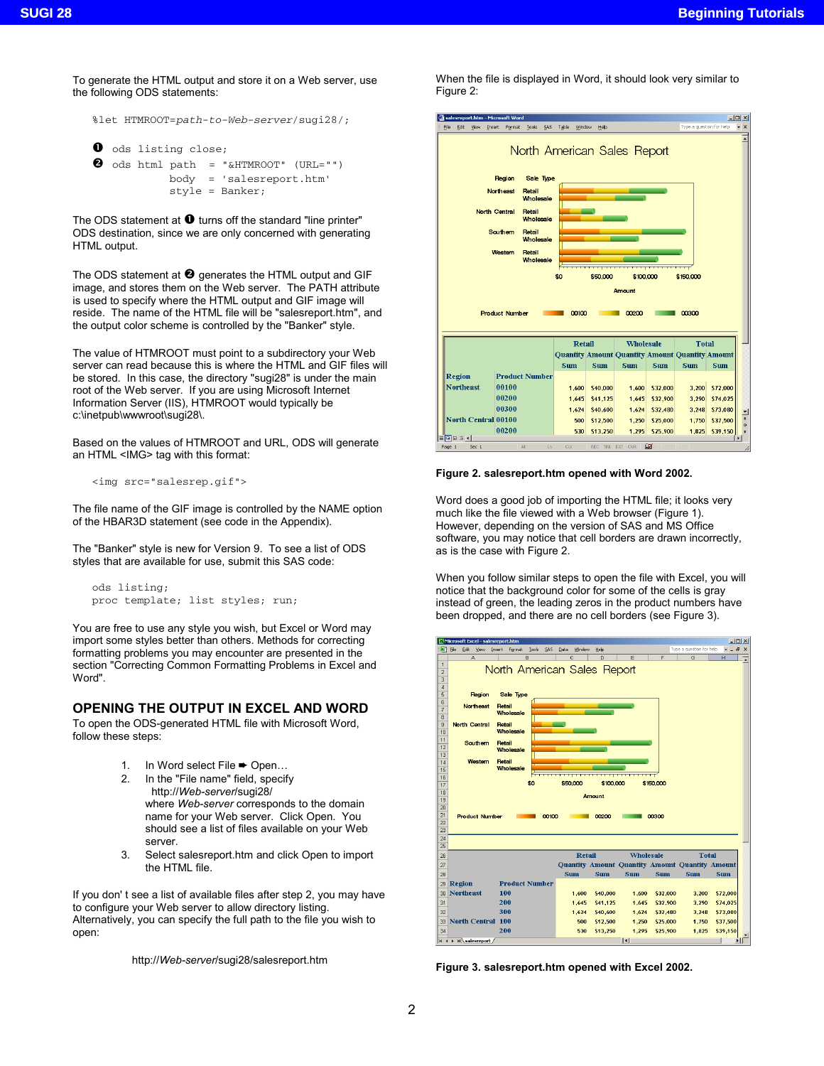To generate the HTML output and store it on a Web server, use the following ODS statements:

```
%let HTMROOT=path-to-Web-server/sugi28/;

❶ ods listing close;
❷ ods html path  = "&HTMROOT" (URL="")
           body  = 'salesreport.htm'
           style = Banker;
```

The ODS statement at ❶ turns off the standard "line printer" ODS destination, since we are only concerned with generating HTML output.

The ODS statement at ❷ generates the HTML output and GIF image, and stores them on the Web server. The PATH attribute is used to specify where the HTML output and GIF image will reside. The name of the HTML file will be "salesreport.htm", and the output color scheme is controlled by the "Banker" style.

The value of HTMROOT must point to a subdirectory your Web server can read because this is where the HTML and GIF files will be stored. In this case, the directory "sugi28" is under the main root of the Web server. If you are using Microsoft Internet Information Server (IIS), HTMROOT would typically be c:\inetpub\wwwroot\sugi28\.

Based on the values of HTMROOT and URL, ODS will generate an HTML <IMG> tag with this format:

```
<img src="salesrep.gif">
```

The file name of the GIF image is controlled by the NAME option of the HBAR3D statement (see code in the Appendix).

The "Banker" style is new for Version 9. To see a list of ODS styles that are available for use, submit this SAS code:

```
ods listing;
proc template; list styles; run;
```

You are free to use any style you wish, but Excel or Word may import some styles better than others. Methods for correcting formatting problems you may encounter are presented in the section "Correcting Common Formatting Problems in Excel and Word".

## OPENING THE OUTPUT IN EXCEL AND WORD

To open the ODS-generated HTML file with Microsoft Word, follow these steps:

1. In Word select File ➨ Open…
2. In the "File name" field, specify http://*Web-server*/sugi28/ where *Web-server* corresponds to the domain name for your Web server. Click Open. You should see a list of files available on your Web server.
3. Select salesreport.htm and click Open to import the HTML file.

If you don' t see a list of available files after step 2, you may have to configure your Web server to allow directory listing. Alternatively, you can specify the full path to the file you wish to open:

http://*Web-server*/sugi28/salesreport.htm

When the file is displayed in Word, it should look very similar to Figure 2:

**Figure 2. salesreport.htm opened with Word 2002.**

Word does a good job of importing the HTML file; it looks very much like the file viewed with a Web browser (Figure 1). However, depending on the version of SAS and MS Office software, you may notice that cell borders are drawn incorrectly, as is the case with Figure 2.

When you follow similar steps to open the file with Excel, you will notice that the background color for some of the cells is gray instead of green, the leading zeros in the product numbers have been dropped, and there are no cell borders (see Figure 3).

**Figure 3. salesreport.htm opened with Excel 2002.**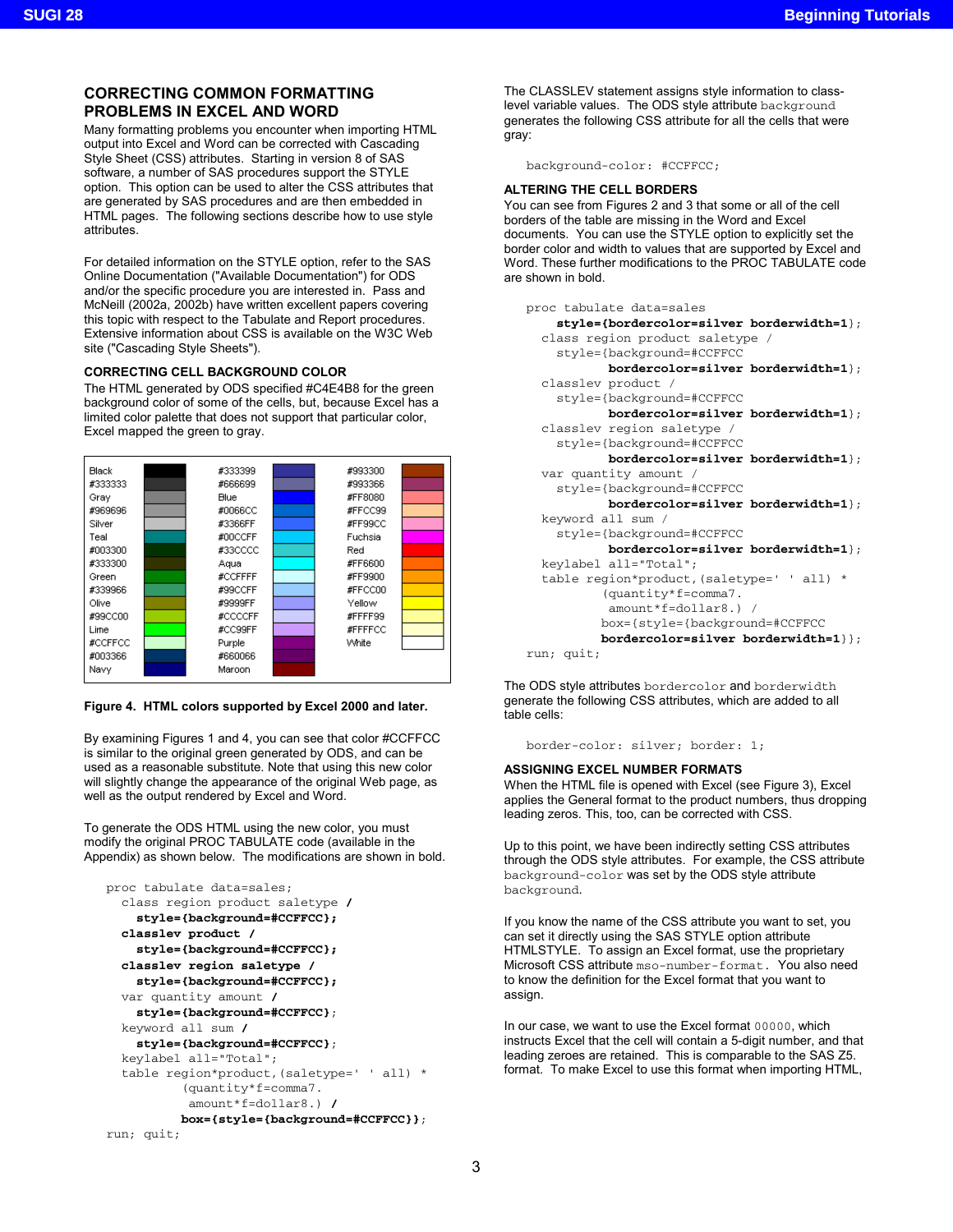## CORRECTING COMMON FORMATTING PROBLEMS IN EXCEL AND WORD

Many formatting problems you encounter when importing HTML output into Excel and Word can be corrected with Cascading Style Sheet (CSS) attributes. Starting in version 8 of SAS software, a number of SAS procedures support the STYLE option. This option can be used to alter the CSS attributes that are generated by SAS procedures and are then embedded in HTML pages. The following sections describe how to use style attributes.

For detailed information on the STYLE option, refer to the SAS Online Documentation ("Available Documentation") for ODS and/or the specific procedure you are interested in. Pass and McNeill (2002a, 2002b) have written excellent papers covering this topic with respect to the Tabulate and Report procedures. Extensive information about CSS is available on the W3C Web site ("Cascading Style Sheets").

### CORRECTING CELL BACKGROUND COLOR

The HTML generated by ODS specified #C4E4B8 for the green background color of some of the cells, but, because Excel has a limited color palette that does not support that particular color, Excel mapped the green to gray.

| Color | Color | Color |
|---|---|---|
| Black | #333399 | #993300 |
| #333333 | #666699 | #993366 |
| Gray | Blue | #FF8080 |
| #969696 | #0066CC | #FFCC99 |
| Silver | #3366FF | #FF99CC |
| Teal | #00CCFF | Fuchsia |
| #003300 | #33CCCC | Red |
| #333300 | Aqua | #FF6600 |
| Green | #CCFFFF | #FF9900 |
| #339966 | #99CCFF | #FFCC00 |
| Olive | #9999FF | Yellow |
| #99CC00 | #CCCCFF | #FFFF99 |
| Lime | #CC99FF | #FFFFCC |
| #CCFFCC | Purple | White |
| #003366 | #660066 | |
| Navy | Maroon | |

**Figure 4. HTML colors supported by Excel 2000 and later.**

By examining Figures 1 and 4, you can see that color #CCFFCC is similar to the original green generated by ODS, and can be used as a reasonable substitute. Note that using this new color will slightly change the appearance of the original Web page, as well as the output rendered by Excel and Word.

To generate the ODS HTML using the new color, you must modify the original PROC TABULATE code (available in the Appendix) as shown below. The modifications are shown in bold.

```
proc tabulate data=sales;
  class region product saletype /
    style={background=#CCFFCC};
  classlev product /
    style={background=#CCFFCC};
  classlev region saletype /
    style={background=#CCFFCC};
  var quantity amount /
    style={background=#CCFFCC};
  keyword all sum /
    style={background=#CCFFCC};
  keylabel all="Total";
  table region*product,(saletype=' ' all) *
          (quantity*f=comma7.
           amount*f=dollar8.) /
          box={style={background=#CCFFCC}};
run; quit;
```

The CLASSLEV statement assigns style information to class-level variable values. The ODS style attribute `background` generates the following CSS attribute for all the cells that were gray:

```
background-color: #CCFFCC;
```

### ALTERING THE CELL BORDERS

You can see from Figures 2 and 3 that some or all of the cell borders of the table are missing in the Word and Excel documents. You can use the STYLE option to explicitly set the border color and width to values that are supported by Excel and Word. These further modifications to the PROC TABULATE code are shown in bold.

```
proc tabulate data=sales
    style={bordercolor=silver borderwidth=1};
  class region product saletype /
    style={background=#CCFFCC
           bordercolor=silver borderwidth=1};
  classlev product /
    style={background=#CCFFCC
           bordercolor=silver borderwidth=1};
  classlev region saletype /
    style={background=#CCFFCC
           bordercolor=silver borderwidth=1};
  var quantity amount /
    style={background=#CCFFCC
           bordercolor=silver borderwidth=1};
  keyword all sum /
    style={background=#CCFFCC
           bordercolor=silver borderwidth=1};
  keylabel all="Total";
  table region*product,(saletype=' ' all) *
          (quantity*f=comma7.
           amount*f=dollar8.) /
          box={style={background=#CCFFCC
          bordercolor=silver borderwidth=1}};
run; quit;
```

The ODS style attributes `bordercolor` and `borderwidth` generate the following CSS attributes, which are added to all table cells:

```
border-color: silver; border: 1;
```

### ASSIGNING EXCEL NUMBER FORMATS

When the HTML file is opened with Excel (see Figure 3), Excel applies the General format to the product numbers, thus dropping leading zeros. This, too, can be corrected with CSS.

Up to this point, we have been indirectly setting CSS attributes through the ODS style attributes. For example, the CSS attribute `background-color` was set by the ODS style attribute `background`.

If you know the name of the CSS attribute you want to set, you can set it directly using the SAS STYLE option attribute HTMLSTYLE. To assign an Excel format, use the proprietary Microsoft CSS attribute `mso-number-format`. You also need to know the definition for the Excel format that you want to assign.

In our case, we want to use the Excel format `00000`, which instructs Excel that the cell will contain a 5-digit number, and that leading zeroes are retained. This is comparable to the SAS Z5. format. To make Excel to use this format when importing HTML,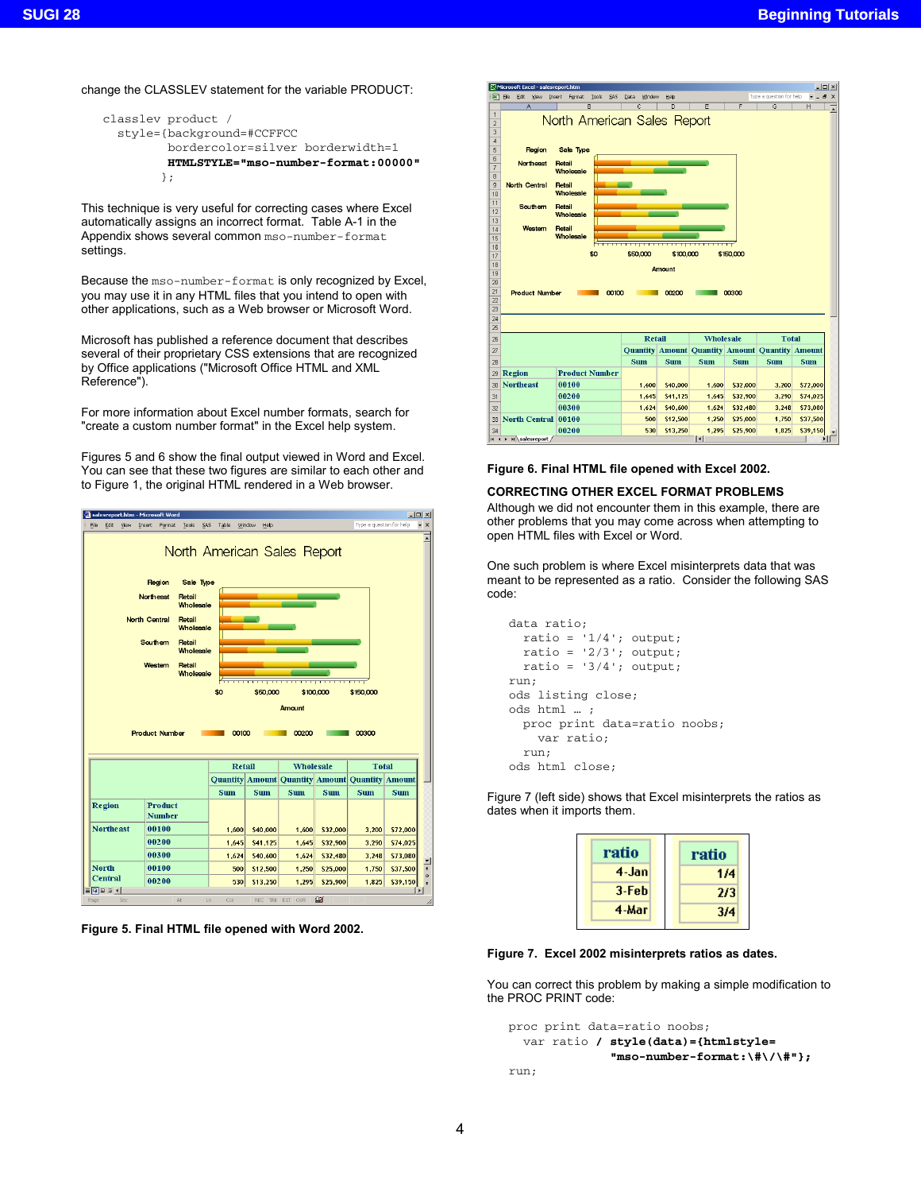change the CLASSLEV statement for the variable PRODUCT:

```
classlev product /
  style={background=#CCFFCC
         bordercolor=silver borderwidth=1
         HTMLSTYLE="mso-number-format:00000"
        };
```

This technique is very useful for correcting cases where Excel automatically assigns an incorrect format. Table A-1 in the Appendix shows several common `mso-number-format` settings.

Because the `mso-number-format` is only recognized by Excel, you may use it in any HTML files that you intend to open with other applications, such as a Web browser or Microsoft Word.

Microsoft has published a reference document that describes several of their proprietary CSS extensions that are recognized by Office applications ("Microsoft Office HTML and XML Reference").

For more information about Excel number formats, search for "create a custom number format" in the Excel help system.

Figures 5 and 6 show the final output viewed in Word and Excel. You can see that these two figures are similar to each other and to Figure 1, the original HTML rendered in a Web browser.

**Figure 5. Final HTML file opened with Word 2002.**

**Figure 6. Final HTML file opened with Excel 2002.**

## CORRECTING OTHER EXCEL FORMAT PROBLEMS

Although we did not encounter them in this example, there are other problems that you may come across when attempting to open HTML files with Excel or Word.

One such problem is where Excel misinterprets data that was meant to be represented as a ratio. Consider the following SAS code:

```
data ratio;
  ratio = '1/4'; output;
  ratio = '2/3'; output;
  ratio = '3/4'; output;
run;
ods listing close;
ods html … ;
  proc print data=ratio noobs;
    var ratio;
  run;
ods html close;
```

Figure 7 (left side) shows that Excel misinterprets the ratios as dates when it imports them.

**Figure 7. Excel 2002 misinterprets ratios as dates.**

You can correct this problem by making a simple modification to the PROC PRINT code:

```
proc print data=ratio noobs;
  var ratio / style(data)={htmlstyle=
              "mso-number-format:\#\/\#"};
run;
```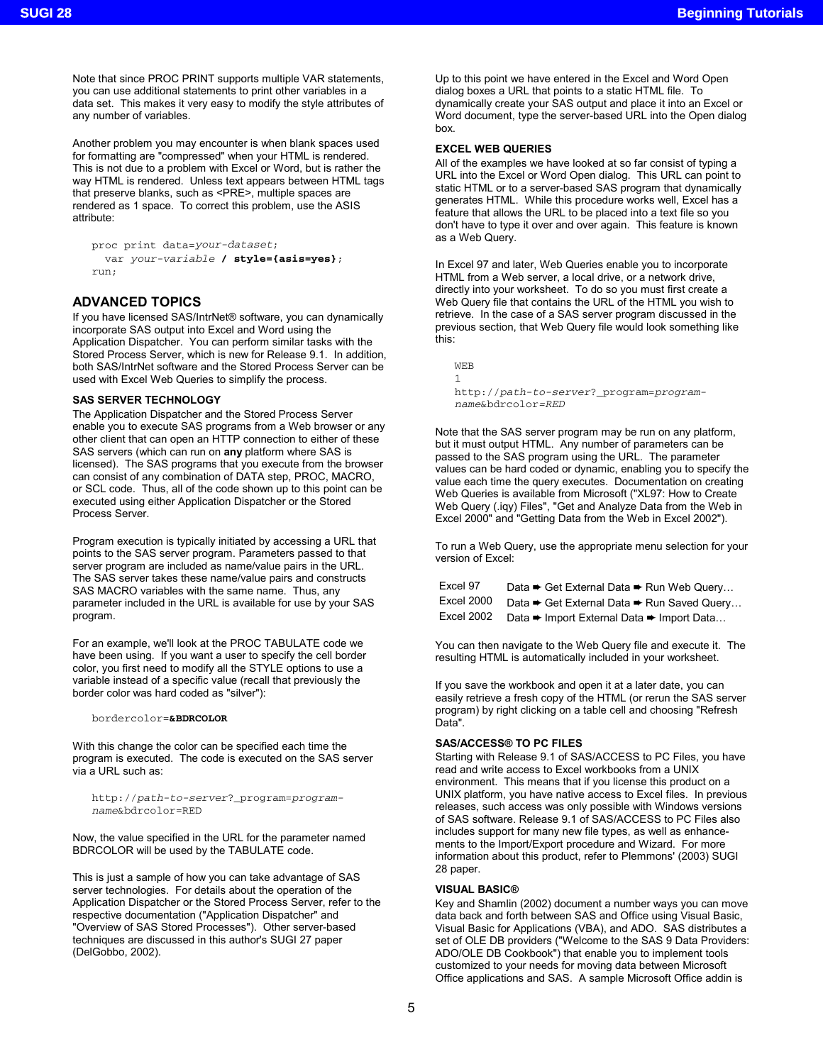Note that since PROC PRINT supports multiple VAR statements, you can use additional statements to print other variables in a data set. This makes it very easy to modify the style attributes of any number of variables.

Another problem you may encounter is when blank spaces used for formatting are "compressed" when your HTML is rendered. This is not due to a problem with Excel or Word, but is rather the way HTML is rendered. Unless text appears between HTML tags that preserve blanks, such as <PRE>, multiple spaces are rendered as 1 space. To correct this problem, use the ASIS attribute:

```
proc print data=your-dataset;
  var your-variable / style={asis=yes};
run;
```

## ADVANCED TOPICS

If you have licensed SAS/IntrNet® software, you can dynamically incorporate SAS output into Excel and Word using the Application Dispatcher. You can perform similar tasks with the Stored Process Server, which is new for Release 9.1. In addition, both SAS/IntrNet software and the Stored Process Server can be used with Excel Web Queries to simplify the process.

### SAS SERVER TECHNOLOGY

The Application Dispatcher and the Stored Process Server enable you to execute SAS programs from a Web browser or any other client that can open an HTTP connection to either of these SAS servers (which can run on **any** platform where SAS is licensed). The SAS programs that you execute from the browser can consist of any combination of DATA step, PROC, MACRO, or SCL code. Thus, all of the code shown up to this point can be executed using either Application Dispatcher or the Stored Process Server.

Program execution is typically initiated by accessing a URL that points to the SAS server program. Parameters passed to that server program are included as name/value pairs in the URL. The SAS server takes these name/value pairs and constructs SAS MACRO variables with the same name. Thus, any parameter included in the URL is available for use by your SAS program.

For an example, we'll look at the PROC TABULATE code we have been using. If you want a user to specify the cell border color, you first need to modify all the STYLE options to use a variable instead of a specific value (recall that previously the border color was hard coded as "silver"):

```
bordercolor=&BDRCOLOR
```

With this change the color can be specified each time the program is executed. The code is executed on the SAS server via a URL such as:

```
http://path-to-server?_program=program-name&bdrcolor=RED
```

Now, the value specified in the URL for the parameter named BDRCOLOR will be used by the TABULATE code.

This is just a sample of how you can take advantage of SAS server technologies. For details about the operation of the Application Dispatcher or the Stored Process Server, refer to the respective documentation ("Application Dispatcher" and "Overview of SAS Stored Processes"). Other server-based techniques are discussed in this author's SUGI 27 paper (DelGobbo, 2002).

Up to this point we have entered in the Excel and Word Open dialog boxes a URL that points to a static HTML file. To dynamically create your SAS output and place it into an Excel or Word document, type the server-based URL into the Open dialog box.

### EXCEL WEB QUERIES

All of the examples we have looked at so far consist of typing a URL into the Excel or Word Open dialog. This URL can point to static HTML or to a server-based SAS program that dynamically generates HTML. While this procedure works well, Excel has a feature that allows the URL to be placed into a text file so you don't have to type it over and over again. This feature is known as a Web Query.

In Excel 97 and later, Web Queries enable you to incorporate HTML from a Web server, a local drive, or a network drive, directly into your worksheet. To do so you must first create a Web Query file that contains the URL of the HTML you wish to retrieve. In the case of a SAS server program discussed in the previous section, that Web Query file would look something like this:

```
WEB
1
http://path-to-server?_program=program-name&bdrcolor=RED
```

Note that the SAS server program may be run on any platform, but it must output HTML. Any number of parameters can be passed to the SAS program using the URL. The parameter values can be hard coded or dynamic, enabling you to specify the value each time the query executes. Documentation on creating Web Queries is available from Microsoft ("XL97: How to Create Web Query (.iqy) Files", "Get and Analyze Data from the Web in Excel 2000" and "Getting Data from the Web in Excel 2002").

To run a Web Query, use the appropriate menu selection for your version of Excel:

| | |
|---|---|
| Excel 97 | Data ➨ Get External Data ➨ Run Web Query… |
| Excel 2000 | Data ➨ Get External Data ➨ Run Saved Query… |
| Excel 2002 | Data ➨ Import External Data ➨ Import Data… |

You can then navigate to the Web Query file and execute it. The resulting HTML is automatically included in your worksheet.

If you save the workbook and open it at a later date, you can easily retrieve a fresh copy of the HTML (or rerun the SAS server program) by right clicking on a table cell and choosing "Refresh Data".

### SAS/ACCESS® TO PC FILES

Starting with Release 9.1 of SAS/ACCESS to PC Files, you have read and write access to Excel workbooks from a UNIX environment. This means that if you license this product on a UNIX platform, you have native access to Excel files. In previous releases, such access was only possible with Windows versions of SAS software. Release 9.1 of SAS/ACCESS to PC Files also includes support for many new file types, as well as enhancements to the Import/Export procedure and Wizard. For more information about this product, refer to Plemmons' (2003) SUGI 28 paper.

### VISUAL BASIC®

Key and Shamlin (2002) document a number ways you can move data back and forth between SAS and Office using Visual Basic, Visual Basic for Applications (VBA), and ADO. SAS distributes a set of OLE DB providers ("Welcome to the SAS 9 Data Providers: ADO/OLE DB Cookbook") that enable you to implement tools customized to your needs for moving data between Microsoft Office applications and SAS. A sample Microsoft Office addin is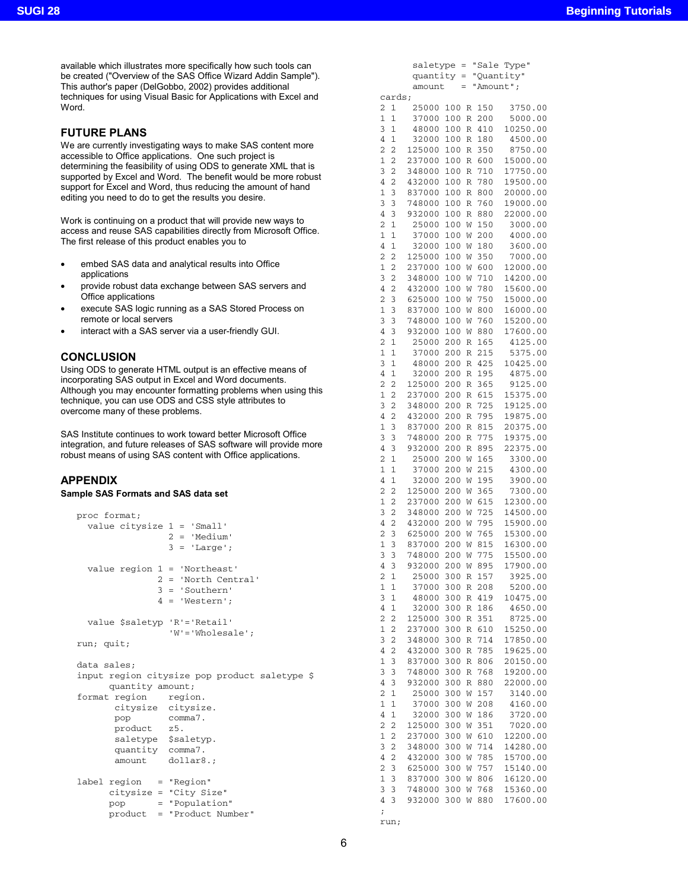available which illustrates more specifically how such tools can be created ("Overview of the SAS Office Wizard Addin Sample"). This author's paper (DelGobbo, 2002) provides additional techniques for using Visual Basic for Applications with Excel and Word.

## FUTURE PLANS

We are currently investigating ways to make SAS content more accessible to Office applications. One such project is determining the feasibility of using ODS to generate XML that is supported by Excel and Word. The benefit would be more robust support for Excel and Word, thus reducing the amount of hand editing you need to do to get the results you desire.

Work is continuing on a product that will provide new ways to access and reuse SAS capabilities directly from Microsoft Office. The first release of this product enables you to

- embed SAS data and analytical results into Office applications
- provide robust data exchange between SAS servers and Office applications
- execute SAS logic running as a SAS Stored Process on remote or local servers
- interact with a SAS server via a user-friendly GUI.

## CONCLUSION

Using ODS to generate HTML output is an effective means of incorporating SAS output in Excel and Word documents. Although you may encounter formatting problems when using this technique, you can use ODS and CSS style attributes to overcome many of these problems.

SAS Institute continues to work toward better Microsoft Office integration, and future releases of SAS software will provide more robust means of using SAS content with Office applications.

## APPENDIX

**Sample SAS Formats and SAS data set**

```
proc format;
  value citysize 1 = 'Small'
                 2 = 'Medium'
                 3 = 'Large';

  value region 1 = 'Northeast'
               2 = 'North Central'
               3 = 'Southern'
               4 = 'Western';

  value $saletyp 'R'='Retail'
                 'W'='Wholesale';
run; quit;

data sales;
input region citysize pop product saletype $
      quantity amount;
format region    region.
       citysize  citysize.
       pop       comma7.
       product   z5.
       saletype  $saletyp.
       quantity  comma7.
       amount    dollar8.;

label region   = "Region"
      citysize = "City Size"
      pop      = "Population"
      product  = "Product Number"
      saletype = "Sale Type"
      quantity = "Quantity"
      amount   = "Amount";
cards;
2 1   25000 100 R 150   3750.00
1 1   37000 100 R 200   5000.00
3 1   48000 100 R 410  10250.00
4 1   32000 100 R 180   4500.00
2 2  125000 100 R 350   8750.00
1 2  237000 100 R 600  15000.00
3 2  348000 100 R 710  17750.00
4 2  432000 100 R 780  19500.00
1 3  837000 100 R 800  20000.00
3 3  748000 100 R 760  19000.00
4 3  932000 100 R 880  22000.00
2 1   25000 100 W 150   3000.00
1 1   37000 100 W 200   4000.00
4 1   32000 100 W 180   3600.00
2 2  125000 100 W 350   7000.00
1 2  237000 100 W 600  12000.00
3 2  348000 100 W 710  14200.00
4 2  432000 100 W 780  15600.00
2 3  625000 100 W 750  15000.00
1 3  837000 100 W 800  16000.00
3 3  748000 100 W 760  15200.00
4 3  932000 100 W 880  17600.00
2 1   25000 200 R 165   4125.00
1 1   37000 200 R 215   5375.00
3 1   48000 200 R 425  10425.00
4 1   32000 200 R 195   4875.00
2 2  125000 200 R 365   9125.00
1 2  237000 200 R 615  15375.00
3 2  348000 200 R 725  19125.00
4 2  432000 200 R 795  19875.00
1 3  837000 200 R 815  20375.00
3 3  748000 200 R 775  19375.00
4 3  932000 200 R 895  22375.00
2 1   25000 200 W 165   3300.00
1 1   37000 200 W 215   4300.00
4 1   32000 200 W 195   3900.00
2 2  125000 200 W 365   7300.00
1 2  237000 200 W 615  12300.00
3 2  348000 200 W 725  14500.00
4 2  432000 200 W 795  15900.00
2 3  625000 200 W 765  15300.00
1 3  837000 200 W 815  16300.00
3 3  748000 200 W 775  15500.00
4 3  932000 200 W 895  17900.00
2 1   25000 300 R 157   3925.00
1 1   37000 300 R 208   5200.00
3 1   48000 300 R 419  10475.00
4 1   32000 300 R 186   4650.00
2 2  125000 300 R 351   8725.00
1 2  237000 300 R 610  15250.00
3 2  348000 300 R 714  17850.00
4 2  432000 300 R 785  19625.00
1 3  837000 300 R 806  20150.00
3 3  748000 300 R 768  19200.00
4 3  932000 300 R 880  22000.00
2 1   25000 300 W 157   3140.00
1 1   37000 300 W 208   4160.00
4 1   32000 300 W 186   3720.00
2 2  125000 300 W 351   7020.00
1 2  237000 300 W 610  12200.00
3 2  348000 300 W 714  14280.00
4 2  432000 300 W 785  15700.00
2 3  625000 300 W 757  15140.00
1 3  837000 300 W 806  16120.00
3 3  748000 300 W 768  15360.00
4 3  932000 300 W 880  17600.00
;
run;
```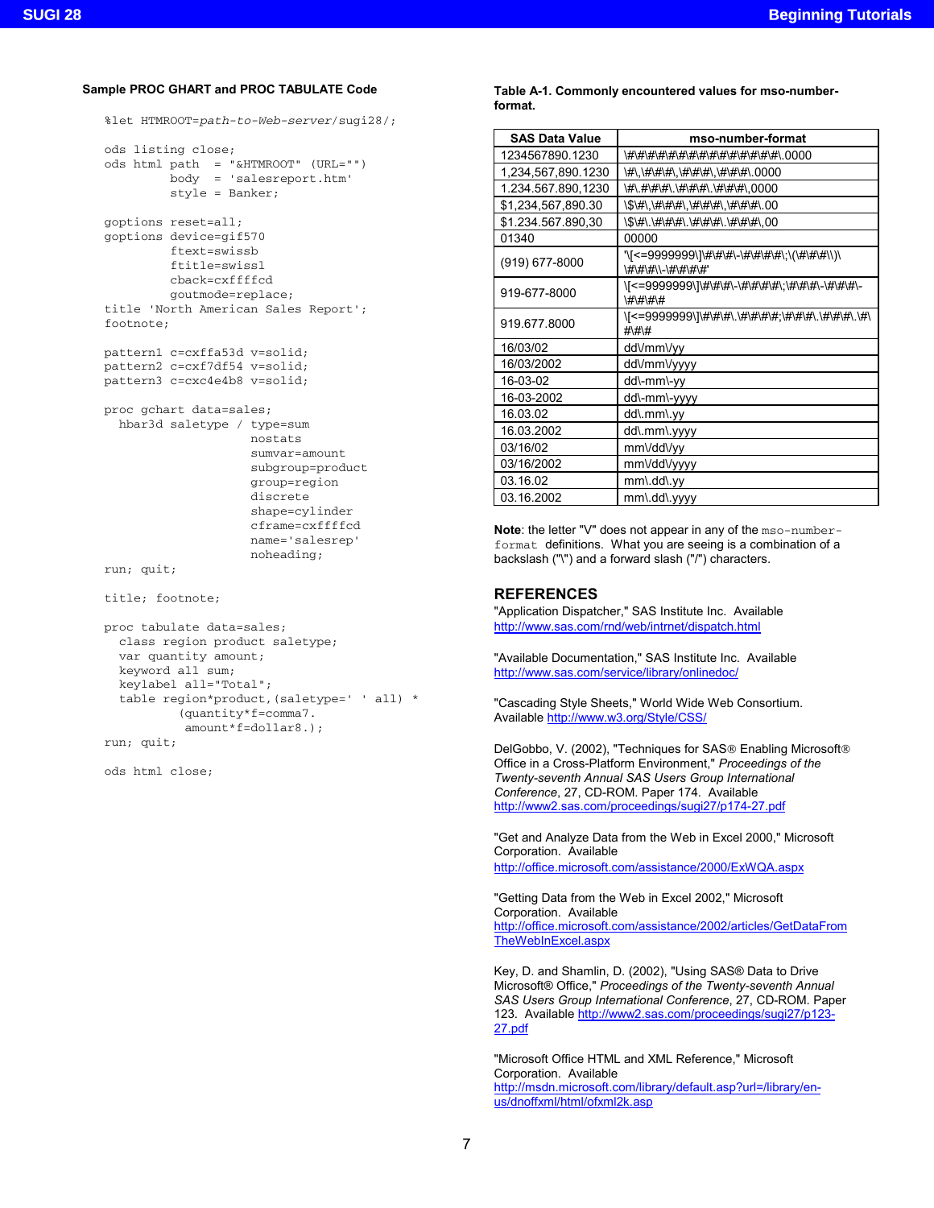### Sample PROC GHART and PROC TABULATE Code

```
%let HTMROOT=path-to-Web-server/sugi28/;

ods listing close;
ods html path  = "&HTMROOT" (URL="")
         body  = 'salesreport.htm'
         style = Banker;

goptions reset=all;
goptions device=gif570
         ftext=swissb
         ftitle=swissl
         cback=cxffffcd
         goutmode=replace;
title 'North American Sales Report';
footnote;

pattern1 c=cxffa53d v=solid;
pattern2 c=cxf7df54 v=solid;
pattern3 c=cxc4e4b8 v=solid;

proc gchart data=sales;
  hbar3d saletype / type=sum
                    nostats
                    sumvar=amount
                    subgroup=product
                    group=region
                    discrete
                    shape=cylinder
                    cframe=cxffffcd
                    name='salesrep'
                    noheading;
run; quit;

title; footnote;

proc tabulate data=sales;
  class region product saletype;
  var quantity amount;
  keyword all sum;
  keylabel all="Total";
  table region*product,(saletype=' ' all) *
        (quantity*f=comma7.
         amount*f=dollar8.);
run; quit;

ods html close;
```

**Table A-1. Commonly encountered values for mso-number-format.**

| SAS Data Value | mso-number-format |
|---|---|
| 1234567890.1230 | \#\#\#\#\#\#\#\#\#\#\#\#\#\#\#\#\#\#\#\#\.0000 |
| 1,234,567,890.1230 | \#\,\#\#\#\,\#\#\#\,\#\#\#\.0000 |
| 1.234.567.890,1230 | \#\.\#\#\#\.\#\#\#\.\#\#\#\,0000 |
| $1,234,567,890.30 | \$\#\,\#\#\#\,\#\#\#\,\#\#\#\.00 |
| $1.234.567.890,30 | \$\#\.\#\#\#\.\#\#\#\.\#\#\#\,00 |
| 01340 | 00000 |
| (919) 677-8000 | '\[<=9999999\]\#\#\#-\#\#\#\#\;\(\#\#\#\)\ \#\#\#\-\#\#\#\#' |
| 919-677-8000 | \[<=9999999\]\#\#\#-\#\#\#\#\;\#\#\#-\#\#\#-\#\#\#\# |
| 919.677.8000 | \[<=9999999\]\#\#\#\.\#\#\#\#;\#\#\#\.\#\#\#\.\#\#\#\# |
| 16/03/02 | dd\/mm\/yy |
| 16/03/2002 | dd\/mm\/yyyy |
| 16-03-02 | dd\-mm\-yy |
| 16-03-2002 | dd\-mm\-yyyy |
| 16.03.02 | dd\.mm\.yy |
| 16.03.2002 | dd\.mm\.yyyy |
| 03/16/02 | mm\/dd\/yy |
| 03/16/2002 | mm\/dd\/yyyy |
| 03.16.02 | mm\.dd\.yy |
| 03.16.2002 | mm\.dd\.yyyy |

**Note**: the letter "V" does not appear in any of the `mso-number-format` definitions. What you are seeing is a combination of a backslash ("\") and a forward slash ("/") characters.

## REFERENCES

"Application Dispatcher," SAS Institute Inc. Available http://www.sas.com/rnd/web/intrnet/dispatch.html

"Available Documentation," SAS Institute Inc. Available http://www.sas.com/service/library/onlinedoc/

"Cascading Style Sheets," World Wide Web Consortium. Available http://www.w3.org/Style/CSS/

DelGobbo, V. (2002), "Techniques for SAS® Enabling Microsoft® Office in a Cross-Platform Environment," *Proceedings of the Twenty-seventh Annual SAS Users Group International Conference*, 27, CD-ROM. Paper 174. Available http://www2.sas.com/proceedings/sugi27/p174-27.pdf

"Get and Analyze Data from the Web in Excel 2000," Microsoft Corporation. Available http://office.microsoft.com/assistance/2000/ExWQA.aspx

"Getting Data from the Web in Excel 2002," Microsoft Corporation. Available http://office.microsoft.com/assistance/2002/articles/GetDataFromTheWebInExcel.aspx

Key, D. and Shamlin, D. (2002), "Using SAS® Data to Drive Microsoft® Office," *Proceedings of the Twenty-seventh Annual SAS Users Group International Conference*, 27, CD-ROM. Paper 123. Available http://www2.sas.com/proceedings/sugi27/p123-27.pdf

"Microsoft Office HTML and XML Reference," Microsoft Corporation. Available http://msdn.microsoft.com/library/default.asp?url=/library/en-us/dnoffxml/html/ofxml2k.asp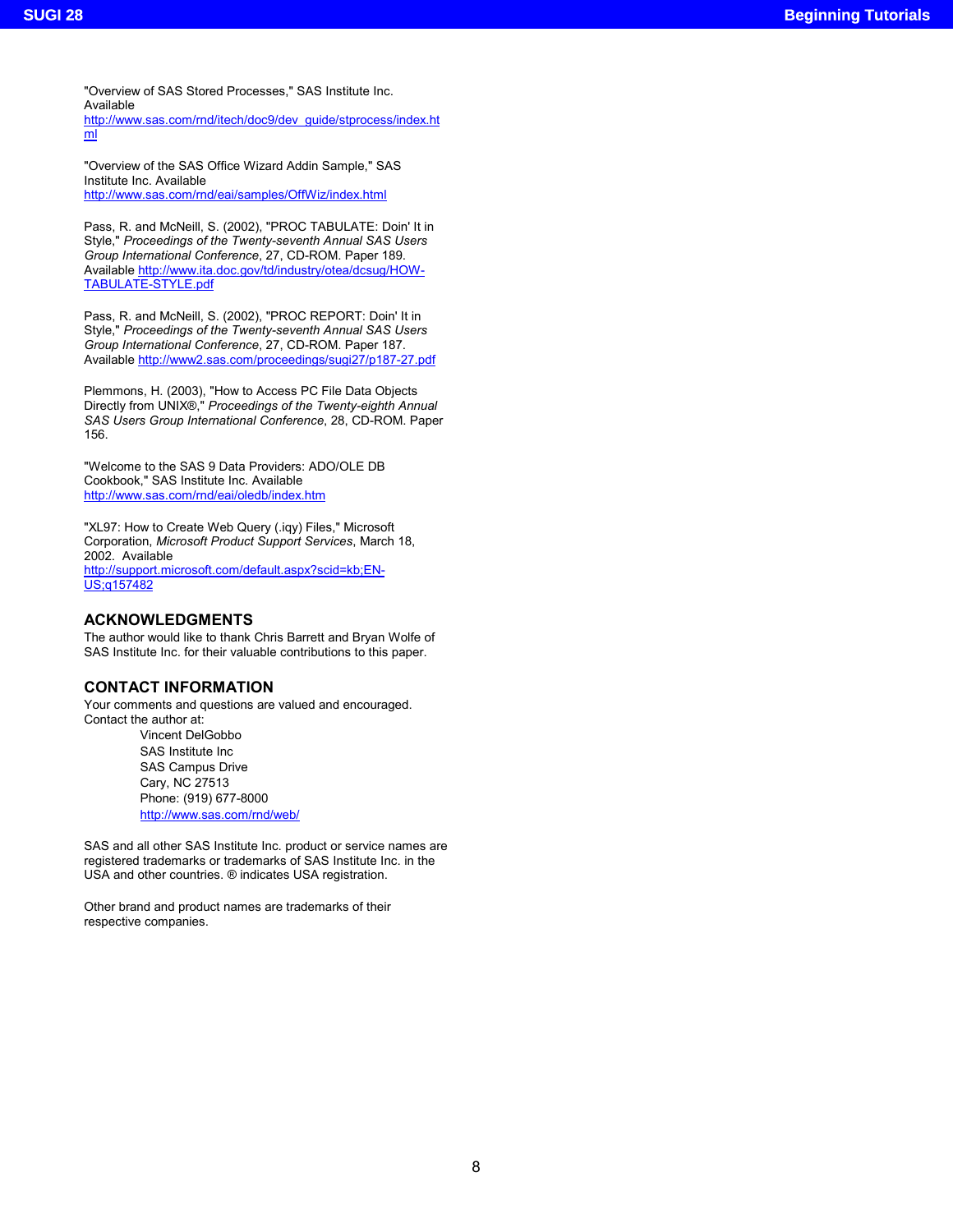"Overview of SAS Stored Processes," SAS Institute Inc. Available http://www.sas.com/rnd/itech/doc9/dev_guide/stprocess/index.html

"Overview of the SAS Office Wizard Addin Sample," SAS Institute Inc. Available http://www.sas.com/rnd/eai/samples/OffWiz/index.html

Pass, R. and McNeill, S. (2002), "PROC TABULATE: Doin' It in Style," *Proceedings of the Twenty-seventh Annual SAS Users Group International Conference*, 27, CD-ROM. Paper 189. Available http://www.ita.doc.gov/td/industry/otea/dcsug/HOW-TABULATE-STYLE.pdf

Pass, R. and McNeill, S. (2002), "PROC REPORT: Doin' It in Style," *Proceedings of the Twenty-seventh Annual SAS Users Group International Conference*, 27, CD-ROM. Paper 187. Available http://www2.sas.com/proceedings/sugi27/p187-27.pdf

Plemmons, H. (2003), "How to Access PC File Data Objects Directly from UNIX®," *Proceedings of the Twenty-eighth Annual SAS Users Group International Conference*, 28, CD-ROM. Paper 156.

"Welcome to the SAS 9 Data Providers: ADO/OLE DB Cookbook," SAS Institute Inc. Available http://www.sas.com/rnd/eai/oledb/index.htm

"XL97: How to Create Web Query (.iqy) Files," Microsoft Corporation, *Microsoft Product Support Services*, March 18, 2002. Available http://support.microsoft.com/default.aspx?scid=kb;EN-US;q157482

## ACKNOWLEDGMENTS

The author would like to thank Chris Barrett and Bryan Wolfe of SAS Institute Inc. for their valuable contributions to this paper.

## CONTACT INFORMATION

Your comments and questions are valued and encouraged. Contact the author at:

Vincent DelGobbo
SAS Institute Inc
SAS Campus Drive
Cary, NC 27513
Phone: (919) 677-8000
http://www.sas.com/rnd/web/

SAS and all other SAS Institute Inc. product or service names are registered trademarks or trademarks of SAS Institute Inc. in the USA and other countries. ® indicates USA registration.

Other brand and product names are trademarks of their respective companies.